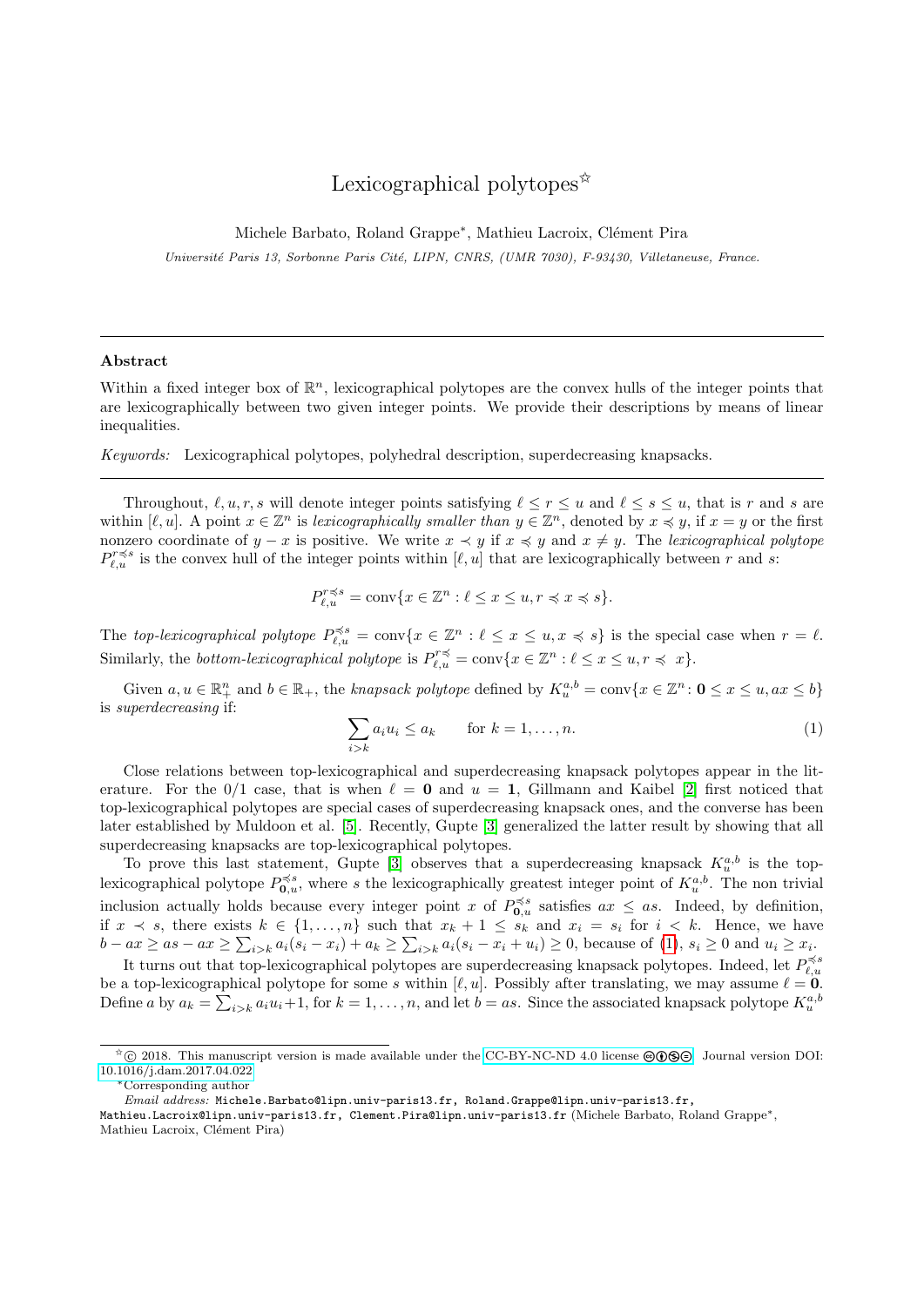# Lexicographical polytopes[☆]

Michele Barbato, Roland Grappe[*], Mathieu Lacroix, Clément Pira

*Université Paris 13, Sorbonne Paris Cité, LIPN, CNRS, (UMR 7030), F-93430, Villetaneuse, France.*

---

**Abstract**

Within a fixed integer box of $\mathbb{R}^n$, lexicographical polytopes are the convex hulls of the integer points that are lexicographically between two given integer points. We provide their descriptions by means of linear inequalities.

*Keywords:* Lexicographical polytopes, polyhedral description, superdecreasing knapsacks.

---

Throughout, $\ell, u, r, s$ will denote integer points satisfying $\ell \le r \le u$ and $\ell \le s \le u$, that is $r$ and $s$ are within $[\ell, u]$. A point $x \in \mathbb{Z}^n$ is *lexicographically smaller than* $y \in \mathbb{Z}^n$, denoted by $x \preccurlyeq y$, if $x = y$ or the first nonzero coordinate of $y - x$ is positive. We write $x \prec y$ if $x \preccurlyeq y$ and $x \ne y$. The *lexicographical polytope* $P_{\ell,u}^{r \preccurlyeq s}$ is the convex hull of the integer points within $[\ell, u]$ that are lexicographically between $r$ and $s$:

$$P_{\ell,u}^{r \preccurlyeq s} = \text{conv}\{x \in \mathbb{Z}^n : \ell \le x \le u, r \preccurlyeq x \preccurlyeq s\}.$$

The *top-lexicographical polytope* $P_{\ell,u}^{\preccurlyeq s} = \text{conv}\{x \in \mathbb{Z}^n : \ell \le x \le u, x \preccurlyeq s\}$ is the special case when $r = \ell$. Similarly, the *bottom-lexicographical polytope* is $P_{\ell,u}^{r \preccurlyeq} = \text{conv}\{x \in \mathbb{Z}^n : \ell \le x \le u, r \preccurlyeq x\}$.

Given $a, u \in \mathbb{R}_+^n$ and $b \in \mathbb{R}_+$, the *knapsack polytope* defined by $K_u^{a,b} = \text{conv}\{x \in \mathbb{Z}^n \colon \mathbf{0} \le x \le u, ax \le b\}$ is *superdecreasing* if:

$$\sum_{i>k} a_i u_i \le a_k \qquad \text{for } k = 1, \dots, n. \tag{1}$$

Close relations between top-lexicographical and superdecreasing knapsack polytopes appear in the literature. For the 0/1 case, that is when $\ell = \mathbf{0}$ and $u = \mathbf{1}$, Gillmann and Kaibel [2] first noticed that top-lexicographical polytopes are special cases of superdecreasing knapsack ones, and the converse has been later established by Muldoon et al. [5]. Recently, Gupte [3] generalized the latter result by showing that all superdecreasing knapsacks are top-lexicographical polytopes.

To prove this last statement, Gupte [3] observes that a superdecreasing knapsack $K_u^{a,b}$ is the top-lexicographical polytope $P_{\mathbf{0},u}^{\preccurlyeq s}$, where $s$ the lexicographically greatest integer point of $K_u^{a,b}$. The non trivial inclusion actually holds because every integer point $x$ of $P_{\mathbf{0},u}^{\preccurlyeq s}$ satisfies $ax \le as$. Indeed, by definition, if $x \prec s$, there exists $k \in \{1, \dots, n\}$ such that $x_k + 1 \le s_k$ and $x_i = s_i$ for $i < k$. Hence, we have $b - ax \ge as - ax \ge \sum_{i>k} a_i(s_i - x_i) + a_k \ge \sum_{i>k} a_i(s_i - x_i + u_i) \ge 0$, because of (1), $s_i \ge 0$ and $u_i \ge x_i$.

It turns out that top-lexicographical polytopes are superdecreasing knapsack polytopes. Indeed, let $P_{\ell,u}^{\preccurlyeq s}$ be a top-lexicographical polytope for some $s$ within $[\ell, u]$. Possibly after translating, we may assume $\ell = \mathbf{0}$. Define $a$ by $a_k = \sum_{i>k} a_i u_i + 1$, for $k = 1, \dots, n$, and let $b = as$. Since the associated knapsack polytope $K_u^{a,b}$

---

[☆] © 2018. This manuscript version is made available under the CC-BY-NC-ND 4.0 license. Journal version DOI: 10.1016/j.dam.2017.04.022

[*] Corresponding author

*Email address:* Michele.Barbato@lipn.univ-paris13.fr, Roland.Grappe@lipn.univ-paris13.fr, Mathieu.Lacroix@lipn.univ-paris13.fr, Clement.Pira@lipn.univ-paris13.fr (Michele Barbato, Roland Grappe[*], Mathieu Lacroix, Clément Pira)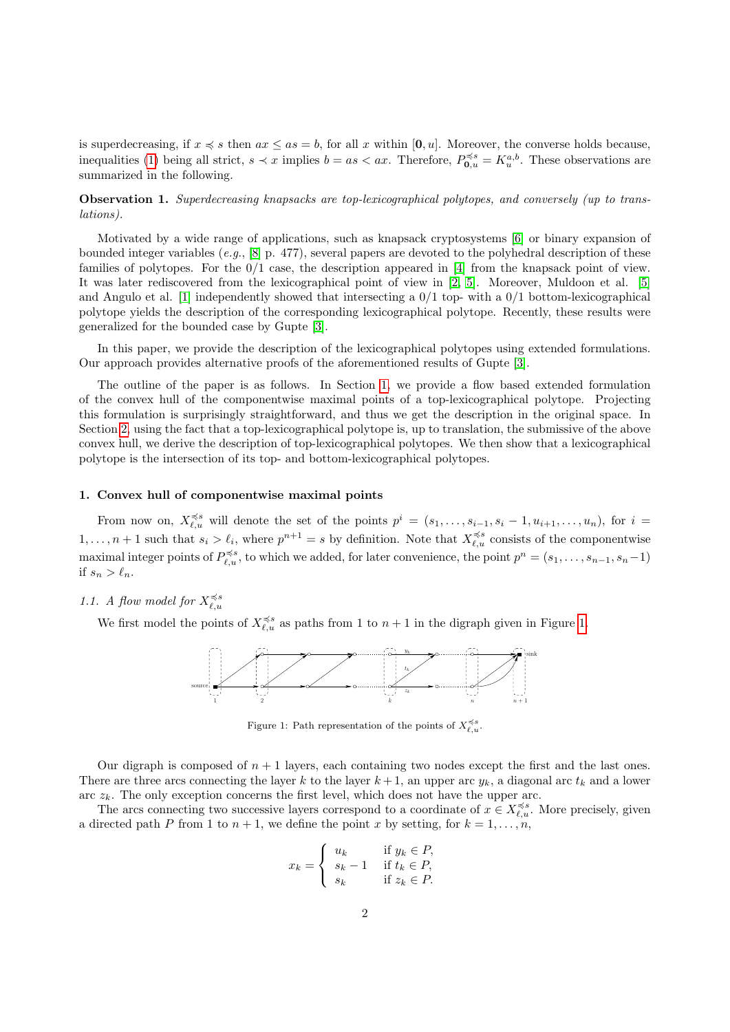is superdecreasing, if $x \preccurlyeq s$ then $ax \leq as = b$, for all $x$ within $[\mathbf{0}, u]$. Moreover, the converse holds because, inequalities (1) being all strict, $s \prec x$ implies $b = as < ax$. Therefore, $P^{\preccurlyeq s}_{\mathbf{0},u} = K^{a,b}_{u}$. These observations are summarized in the following.

**Observation 1.** *Superdecreasing knapsacks are top-lexicographical polytopes, and conversely (up to translations).*

Motivated by a wide range of applications, such as knapsack cryptosystems [6] or binary expansion of bounded integer variables (*e.g.*, [8] p. 477), several papers are devoted to the polyhedral description of these families of polytopes. For the 0/1 case, the description appeared in [4] from the knapsack point of view. It was later rediscovered from the lexicographical point of view in [2, 5]. Moreover, Muldoon et al. [5] and Angulo et al. [1] independently showed that intersecting a 0/1 top- with a 0/1 bottom-lexicographical polytope yields the description of the corresponding lexicographical polytope. Recently, these results were generalized for the bounded case by Gupte [3].

In this paper, we provide the description of the lexicographical polytopes using extended formulations. Our approach provides alternative proofs of the aforementioned results of Gupte [3].

The outline of the paper is as follows. In Section 1, we provide a flow based extended formulation of the convex hull of the componentwise maximal points of a top-lexicographical polytope. Projecting this formulation is surprisingly straightforward, and thus we get the description in the original space. In Section 2, using the fact that a top-lexicographical polytope is, up to translation, the submissive of the above convex hull, we derive the description of top-lexicographical polytopes. We then show that a lexicographical polytope is the intersection of its top- and bottom-lexicographical polytopes.

## 1. Convex hull of componentwise maximal points

From now on, $X^{\preccurlyeq s}_{\ell,u}$ will denote the set of the points $p^i = (s_1, \ldots, s_{i-1}, s_i - 1, u_{i+1}, \ldots, u_n)$, for $i = 1, \ldots, n+1$ such that $s_i > \ell_i$, where $p^{n+1} = s$ by definition. Note that $X^{\preccurlyeq s}_{\ell,u}$ consists of the componentwise maximal integer points of $P^{\preccurlyeq s}_{\ell,u}$, to which we added, for later convenience, the point $p^n = (s_1, \ldots, s_{n-1}, s_n - 1)$ if $s_n > \ell_n$.

### 1.1. A flow model for $X^{\preccurlyeq s}_{\ell,u}$

We first model the points of $X^{\preccurlyeq s}_{\ell,u}$ as paths from 1 to $n+1$ in the digraph given in Figure 1.

Figure 1: Path representation of the points of $X^{\preccurlyeq s}_{\ell,u}$.

Our digraph is composed of $n+1$ layers, each containing two nodes except the first and the last ones. There are three arcs connecting the layer $k$ to the layer $k+1$, an upper arc $y_k$, a diagonal arc $t_k$ and a lower arc $z_k$. The only exception concerns the first level, which does not have the upper arc.

The arcs connecting two successive layers correspond to a coordinate of $x \in X^{\preccurlyeq s}_{\ell,u}$. More precisely, given a directed path $P$ from 1 to $n+1$, we define the point $x$ by setting, for $k = 1, \ldots, n$,

$$x_k = \begin{cases} u_k & \text{if } y_k \in P, \\ s_k - 1 & \text{if } t_k \in P, \\ s_k & \text{if } z_k \in P. \end{cases}$$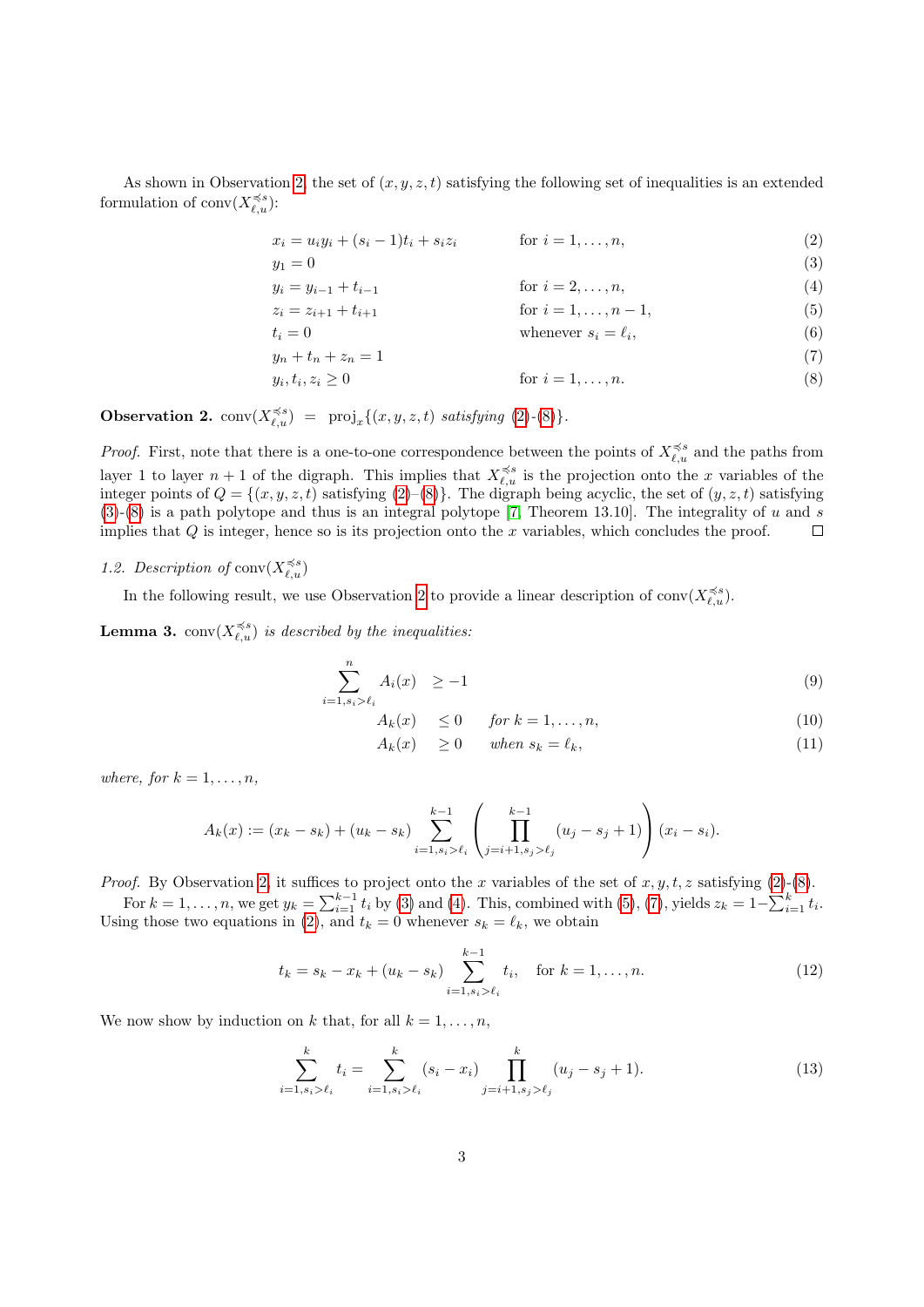As shown in Observation 2, the set of $(x, y, z, t)$ satisfying the following set of inequalities is an extended formulation of $\text{conv}(X_{\ell,u}^{\preccurlyeq s})$:

$$
\begin{aligned}
& x_i = u_i y_i + (s_i - 1)t_i + s_i z_i && \text{for } i = 1, \ldots, n, && (2)\\
& y_1 = 0 && && (3)\\
& y_i = y_{i-1} + t_{i-1} && \text{for } i = 2, \ldots, n, && (4)\\
& z_i = z_{i+1} + t_{i+1} && \text{for } i = 1, \ldots, n-1, && (5)\\
& t_i = 0 && \text{whenever } s_i = \ell_i, && (6)\\
& y_n + t_n + z_n = 1 && && (7)\\
& y_i, t_i, z_i \geq 0 && \text{for } i = 1, \ldots, n. && (8)
\end{aligned}
$$

**Observation 2.** $\text{conv}(X_{\ell,u}^{\preccurlyeq s}) = \text{proj}_x\{(x, y, z, t)$ *satisfying* (2)-(8)$\}$.

*Proof.* First, note that there is a one-to-one correspondence between the points of $X_{\ell,u}^{\preccurlyeq s}$ and the paths from layer 1 to layer $n+1$ of the digraph. This implies that $X_{\ell,u}^{\preccurlyeq s}$ is the projection onto the $x$ variables of the integer points of $Q = \{(x, y, z, t)$ satisfying (2)–(8)$\}$. The digraph being acyclic, the set of $(y, z, t)$ satisfying (3)-(8) is a path polytope and thus is an integral polytope [7, Theorem 13.10]. The integrality of $u$ and $s$ implies that $Q$ is integer, hence so is its projection onto the $x$ variables, which concludes the proof. □

## 1.2. Description of $\text{conv}(X_{\ell,u}^{\preccurlyeq s})$

In the following result, we use Observation 2 to provide a linear description of $\text{conv}(X_{\ell,u}^{\preccurlyeq s})$.

**Lemma 3.** $\text{conv}(X_{\ell,u}^{\preccurlyeq s})$ *is described by the inequalities:*

$$
\begin{aligned}
\sum_{i=1, s_i > \ell_i}^{n} A_i(x) \quad & \geq -1 && && (9)\\
A_k(x) \quad & \leq 0 && \textit{for } k = 1, \ldots, n, && (10)\\
A_k(x) \quad & \geq 0 && \textit{when } s_k = \ell_k, && (11)
\end{aligned}
$$

*where, for* $k = 1, \ldots, n$,

$$
A_k(x) := (x_k - s_k) + (u_k - s_k) \sum_{i=1, s_i > \ell_i}^{k-1} \left( \prod_{j=i+1, s_j > \ell_j}^{k-1} (u_j - s_j + 1) \right) (x_i - s_i).
$$

*Proof.* By Observation 2, it suffices to project onto the $x$ variables of the set of $x, y, t, z$ satisfying (2)-(8).

For $k = 1, \ldots, n$, we get $y_k = \sum_{i=1}^{k-1} t_i$ by (3) and (4). This, combined with (5), (7), yields $z_k = 1 - \sum_{i=1}^{k} t_i$. Using those two equations in (2), and $t_k = 0$ whenever $s_k = \ell_k$, we obtain

$$
t_k = s_k - x_k + (u_k - s_k) \sum_{i=1, s_i > \ell_i}^{k-1} t_i, \quad \text{for } k = 1, \ldots, n. \tag{12}
$$

We now show by induction on $k$ that, for all $k = 1, \ldots, n$,

$$
\sum_{i=1, s_i > \ell_i}^{k} t_i = \sum_{i=1, s_i > \ell_i}^{k} (s_i - x_i) \prod_{j=i+1, s_j > \ell_j}^{k} (u_j - s_j + 1). \tag{13}
$$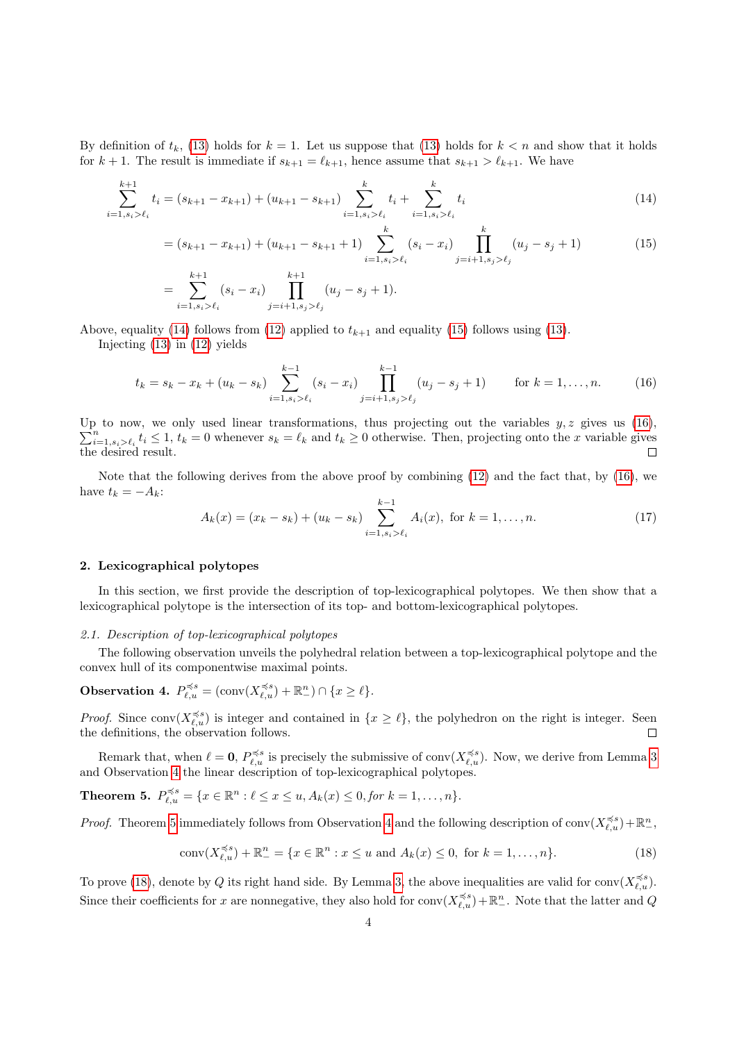By definition of $t_k$, (13) holds for $k = 1$. Let us suppose that (13) holds for $k < n$ and show that it holds for $k + 1$. The result is immediate if $s_{k+1} = \ell_{k+1}$, hence assume that $s_{k+1} > \ell_{k+1}$. We have

$$\sum_{i=1, s_i > \ell_i}^{k+1} t_i = (s_{k+1} - x_{k+1}) + (u_{k+1} - s_{k+1}) \sum_{i=1, s_i > \ell_i}^{k} t_i + \sum_{i=1, s_i > \ell_i}^{k} t_i \tag{14}$$

$$= (s_{k+1} - x_{k+1}) + (u_{k+1} - s_{k+1} + 1) \sum_{i=1, s_i > \ell_i}^{k} (s_i - x_i) \prod_{j=i+1, s_j > \ell_j}^{k} (u_j - s_j + 1) \tag{15}$$

$$= \sum_{i=1, s_i > \ell_i}^{k+1} (s_i - x_i) \prod_{j=i+1, s_j > \ell_j}^{k+1} (u_j - s_j + 1).$$

Above, equality (14) follows from (12) applied to $t_{k+1}$ and equality (15) follows using (13).

Injecting (13) in (12) yields

$$t_k = s_k - x_k + (u_k - s_k) \sum_{i=1, s_i > \ell_i}^{k-1} (s_i - x_i) \prod_{j=i+1, s_j > \ell_j}^{k-1} (u_j - s_j + 1) \qquad \text{for } k = 1, \ldots, n. \tag{16}$$

Up to now, we only used linear transformations, thus projecting out the variables $y, z$ gives us (16), $\sum_{i=1, s_i > \ell_i}^{n} t_i \leq 1$, $t_k = 0$ whenever $s_k = \ell_k$ and $t_k \geq 0$ otherwise. Then, projecting onto the $x$ variable gives the desired result. $\square$

Note that the following derives from the above proof by combining (12) and the fact that, by (16), we have $t_k = -A_k$:

$$A_k(x) = (x_k - s_k) + (u_k - s_k) \sum_{i=1, s_i > \ell_i}^{k-1} A_i(x), \text{ for } k = 1, \ldots, n. \tag{17}$$

## 2. Lexicographical polytopes

In this section, we first provide the description of top-lexicographical polytopes. We then show that a lexicographical polytope is the intersection of its top- and bottom-lexicographical polytopes.

### 2.1. Description of top-lexicographical polytopes

The following observation unveils the polyhedral relation between a top-lexicographical polytope and the convex hull of its componentwise maximal points.

**Observation 4.** $P_{\ell,u}^{\preccurlyeq s} = (\text{conv}(X_{\ell,u}^{\preccurlyeq s}) + \mathbb{R}_-^n) \cap \{x \geq \ell\}$.

*Proof.* Since $\text{conv}(X_{\ell,u}^{\preccurlyeq s})$ is integer and contained in $\{x \geq \ell\}$, the polyhedron on the right is integer. Seen the definitions, the observation follows. $\square$

Remark that, when $\ell = \mathbf{0}$, $P_{\ell,u}^{\preccurlyeq s}$ is precisely the submissive of $\text{conv}(X_{\ell,u}^{\preccurlyeq s})$. Now, we derive from Lemma 3 and Observation 4 the linear description of top-lexicographical polytopes.

**Theorem 5.** $P_{\ell,u}^{\preccurlyeq s} = \{x \in \mathbb{R}^n : \ell \leq x \leq u, A_k(x) \leq 0, \text{for } k = 1, \ldots, n\}$.

*Proof.* Theorem 5 immediately follows from Observation 4 and the following description of $\text{conv}(X_{\ell,u}^{\preccurlyeq s}) + \mathbb{R}_-^n$,

$$\text{conv}(X_{\ell,u}^{\preccurlyeq s}) + \mathbb{R}_-^n = \{x \in \mathbb{R}^n : x \leq u \text{ and } A_k(x) \leq 0, \text{ for } k = 1, \ldots, n\}. \tag{18}$$

To prove (18), denote by $Q$ its right hand side. By Lemma 3, the above inequalities are valid for $\text{conv}(X_{\ell,u}^{\preccurlyeq s})$. Since their coefficients for $x$ are nonnegative, they also hold for $\text{conv}(X_{\ell,u}^{\preccurlyeq s}) + \mathbb{R}_-^n$. Note that the latter and $Q$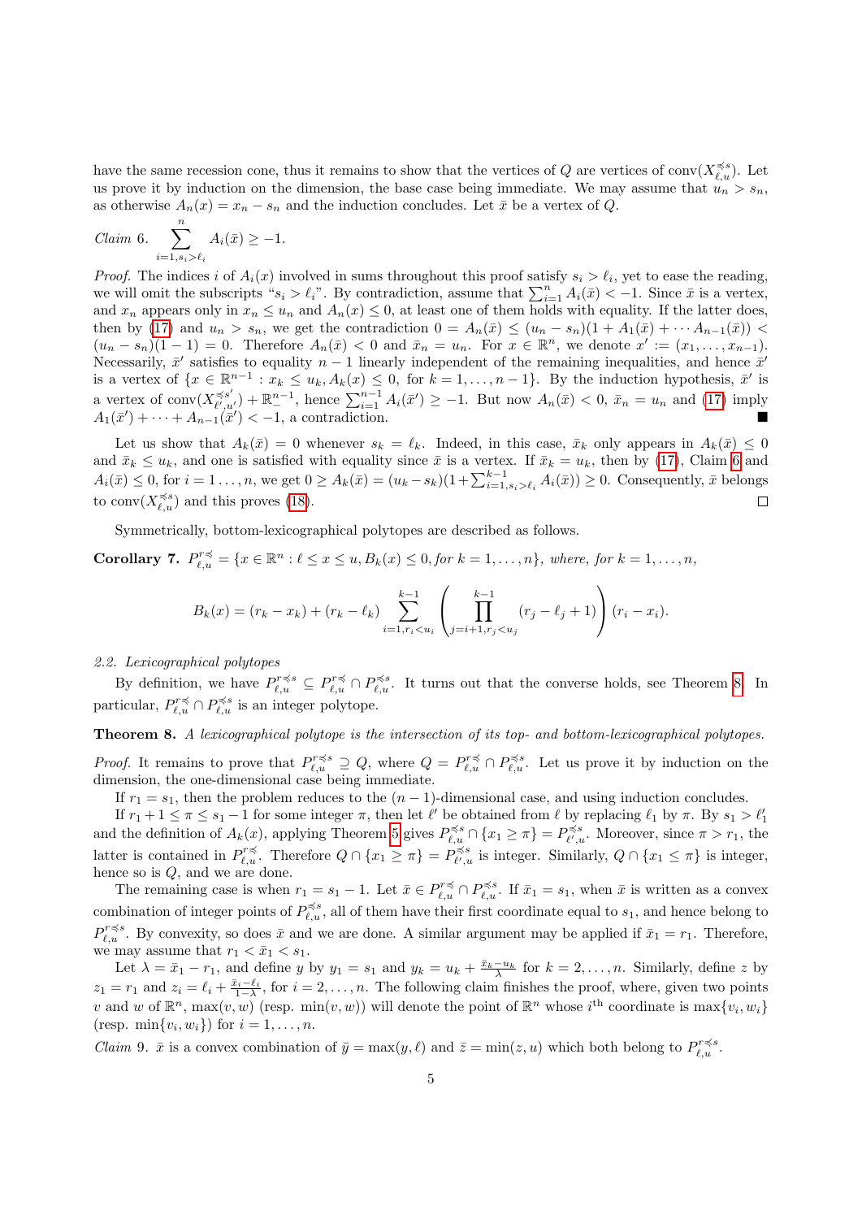have the same recession cone, thus it remains to show that the vertices of $Q$ are vertices of $\operatorname{conv}(X^{\preccurlyeq s}_{\ell,u})$. Let us prove it by induction on the dimension, the base case being immediate. We may assume that $u_n > s_n$, as otherwise $A_n(x) = x_n - s_n$ and the induction concludes. Let $\bar{x}$ be a vertex of $Q$.

*Claim 6.* $\displaystyle\sum_{i=1, s_i > \ell_i}^{n} A_i(\bar{x}) \geq -1.$

*Proof.* The indices $i$ of $A_i(x)$ involved in sums throughout this proof satisfy $s_i > \ell_i$, yet to ease the reading, we will omit the subscripts "$s_i > \ell_i$". By contradiction, assume that $\sum_{i=1}^{n} A_i(\bar{x}) < -1$. Since $\bar{x}$ is a vertex, and $x_n$ appears only in $x_n \leq u_n$ and $A_n(x) \leq 0$, at least one of them holds with equality. If the latter does, then by (17) and $u_n > s_n$, we get the contradiction $0 = A_n(\bar{x}) \leq (u_n - s_n)(1 + A_1(\bar{x}) + \cdots A_{n-1}(\bar{x})) < (u_n - s_n)(1 - 1) = 0$. Therefore $A_n(\bar{x}) < 0$ and $\bar{x}_n = u_n$. For $x \in \mathbb{R}^n$, we denote $x' := (x_1, \ldots, x_{n-1})$. Necessarily, $\bar{x}'$ satisfies to equality $n-1$ linearly independent of the remaining inequalities, and hence $\bar{x}'$ is a vertex of $\{x \in \mathbb{R}^{n-1} : x_k \leq u_k, A_k(x) \leq 0, \text{ for } k = 1, \ldots, n-1\}$. By the induction hypothesis, $\bar{x}'$ is a vertex of $\operatorname{conv}(X^{\preccurlyeq s'}_{\ell',u'}) + \mathbb{R}^{n-1}_{-}$, hence $\sum_{i=1}^{n-1} A_i(\bar{x}') \geq -1$. But now $A_n(\bar{x}) < 0$, $\bar{x}_n = u_n$ and (17) imply $A_1(\bar{x}') + \cdots + A_{n-1}(\bar{x}') < -1$, a contradiction. ∎

Let us show that $A_k(\bar{x}) = 0$ whenever $s_k = \ell_k$. Indeed, in this case, $\bar{x}_k$ only appears in $A_k(\bar{x}) \leq 0$ and $\bar{x}_k \leq u_k$, and one is satisfied with equality since $\bar{x}$ is a vertex. If $\bar{x}_k = u_k$, then by (17), Claim 6 and $A_i(\bar{x}) \leq 0$, for $i = 1 \ldots, n$, we get $0 \geq A_k(\bar{x}) = (u_k - s_k)(1 + \sum_{i=1, s_i > \ell_i}^{k-1} A_i(\bar{x})) \geq 0$. Consequently, $\bar{x}$ belongs to $\operatorname{conv}(X^{\preccurlyeq s}_{\ell,u})$ and this proves (18). □

Symmetrically, bottom-lexicographical polytopes are described as follows.

**Corollary 7.** *$P^{r \preccurlyeq}_{\ell,u} = \{x \in \mathbb{R}^n : \ell \leq x \leq u, B_k(x) \leq 0, \text{for } k = 1, \ldots, n\}$, where, for $k = 1, \ldots, n$,*

$$B_k(x) = (r_k - x_k) + (r_k - \ell_k) \sum_{i=1, r_i < u_i}^{k-1} \left( \prod_{j=i+1, r_j < u_j}^{k-1} (r_j - \ell_j + 1) \right) (r_i - x_i).$$

### 2.2. Lexicographical polytopes

By definition, we have $P^{r \preccurlyeq s}_{\ell,u} \subseteq P^{r \preccurlyeq}_{\ell,u} \cap P^{\preccurlyeq s}_{\ell,u}$. It turns out that the converse holds, see Theorem 8. In particular, $P^{r \preccurlyeq}_{\ell,u} \cap P^{\preccurlyeq s}_{\ell,u}$ is an integer polytope.

**Theorem 8.** *A lexicographical polytope is the intersection of its top- and bottom-lexicographical polytopes.*

*Proof.* It remains to prove that $P^{r \preccurlyeq s}_{\ell,u} \supseteq Q$, where $Q = P^{r \preccurlyeq}_{\ell,u} \cap P^{\preccurlyeq s}_{\ell,u}$. Let us prove it by induction on the dimension, the one-dimensional case being immediate.

If $r_1 = s_1$, then the problem reduces to the $(n-1)$-dimensional case, and using induction concludes.

If $r_1 + 1 \leq \pi \leq s_1 - 1$ for some integer $\pi$, then let $\ell'$ be obtained from $\ell$ by replacing $\ell_1$ by $\pi$. By $s_1 > \ell'_1$ and the definition of $A_k(x)$, applying Theorem 5 gives $P^{\preccurlyeq s}_{\ell,u} \cap \{x_1 \geq \pi\} = P^{\preccurlyeq s}_{\ell',u}$. Moreover, since $\pi > r_1$, the latter is contained in $P^{r \preccurlyeq}_{\ell,u}$. Therefore $Q \cap \{x_1 \geq \pi\} = P^{\preccurlyeq s}_{\ell',u}$ is integer. Similarly, $Q \cap \{x_1 \leq \pi\}$ is integer, hence so is $Q$, and we are done.

The remaining case is when $r_1 = s_1 - 1$. Let $\bar{x} \in P^{r \preccurlyeq}_{\ell,u} \cap P^{\preccurlyeq s}_{\ell,u}$. If $\bar{x}_1 = s_1$, when $\bar{x}$ is written as a convex combination of integer points of $P^{\preccurlyeq s}_{\ell,u}$, all of them have their first coordinate equal to $s_1$, and hence belong to $P^{r \preccurlyeq s}_{\ell,u}$. By convexity, so does $\bar{x}$ and we are done. A similar argument may be applied if $\bar{x}_1 = r_1$. Therefore, we may assume that $r_1 < \bar{x}_1 < s_1$.

Let $\lambda = \bar{x}_1 - r_1$, and define $y$ by $y_1 = s_1$ and $y_k = u_k + \frac{\bar{x}_k - u_k}{\lambda}$ for $k = 2, \ldots, n$. Similarly, define $z$ by $z_1 = r_1$ and $z_i = \ell_i + \frac{\bar{x}_i - \ell_i}{1 - \lambda}$, for $i = 2, \ldots, n$. The following claim finishes the proof, where, given two points $v$ and $w$ of $\mathbb{R}^n$, $\max(v, w)$ (resp. $\min(v, w)$) will denote the point of $\mathbb{R}^n$ whose $i^{\text{th}}$ coordinate is $\max\{v_i, w_i\}$ (resp. $\min\{v_i, w_i\}$) for $i = 1, \ldots, n$.

*Claim 9.* $\bar{x}$ is a convex combination of $\bar{y} = \max(y, \ell)$ and $\bar{z} = \min(z, u)$ which both belong to $P^{r \preccurlyeq s}_{\ell,u}$.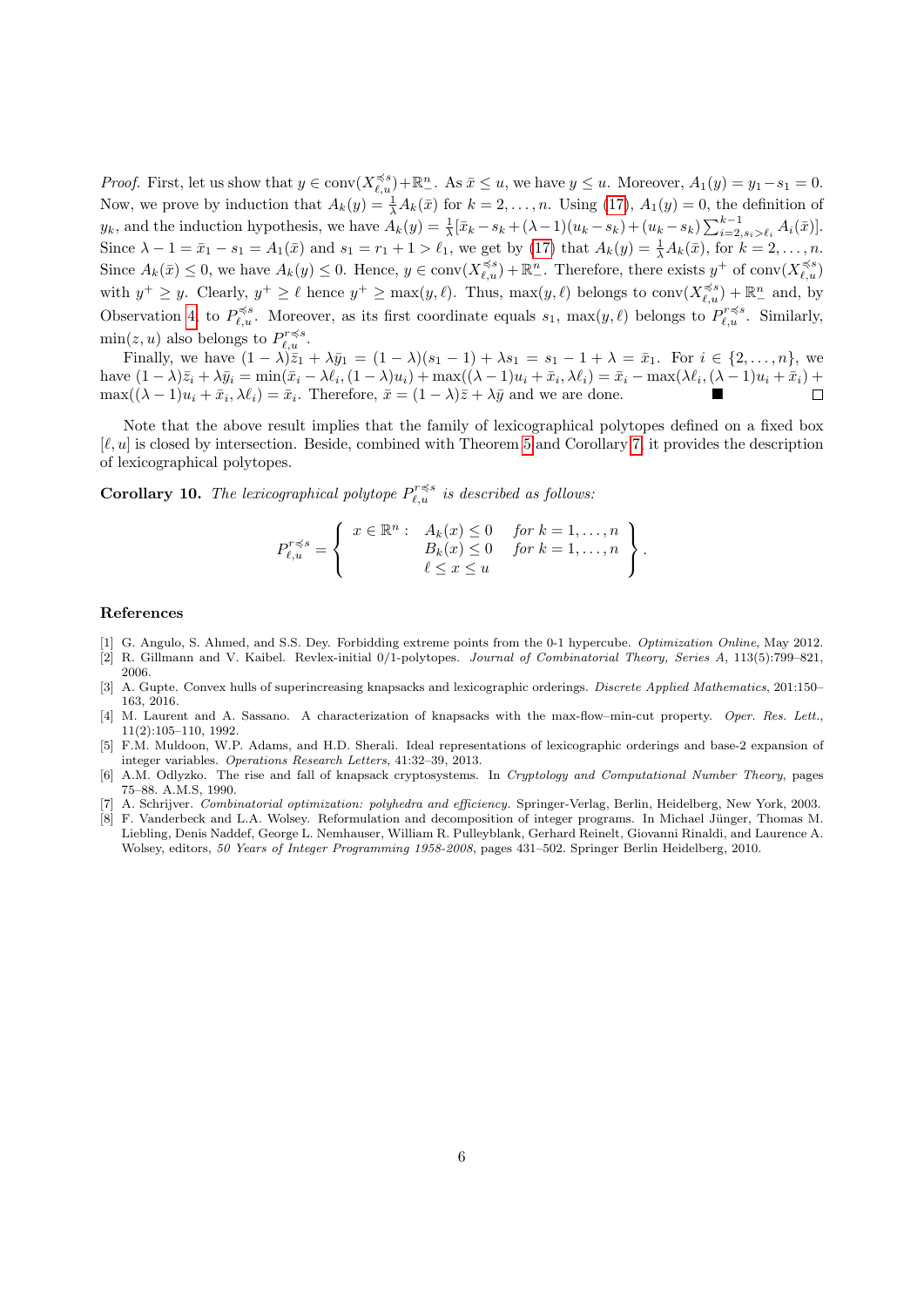*Proof.* First, let us show that $y \in \text{conv}(X^{\preccurlyeq s}_{\ell,u}) + \mathbb{R}^n_-$. As $\bar{x} \leq u$, we have $y \leq u$. Moreover, $A_1(y) = y_1 - s_1 = 0$. Now, we prove by induction that $A_k(y) = \frac{1}{\lambda} A_k(\bar{x})$ for $k = 2, \ldots, n$. Using (17), $A_1(y) = 0$, the definition of $y_k$, and the induction hypothesis, we have $A_k(y) = \frac{1}{\lambda}[\bar{x}_k - s_k + (\lambda - 1)(u_k - s_k) + (u_k - s_k)\sum_{i=2, s_i > \ell_i}^{k-1} A_i(\bar{x})]$. Since $\lambda - 1 = \bar{x}_1 - s_1 = A_1(\bar{x})$ and $s_1 = r_1 + 1 > \ell_1$, we get by (17) that $A_k(y) = \frac{1}{\lambda} A_k(\bar{x})$, for $k = 2, \ldots, n$. Since $A_k(\bar{x}) \leq 0$, we have $A_k(y) \leq 0$. Hence, $y \in \text{conv}(X^{\preccurlyeq s}_{\ell,u}) + \mathbb{R}^n_-$. Therefore, there exists $y^+$ of $\text{conv}(X^{\preccurlyeq s}_{\ell,u})$ with $y^+ \geq y$. Clearly, $y^+ \geq \ell$ hence $y^+ \geq \max(y, \ell)$. Thus, $\max(y, \ell)$ belongs to $\text{conv}(X^{\preccurlyeq s}_{\ell,u}) + \mathbb{R}^n_-$ and, by Observation 4, to $P^{\preccurlyeq s}_{\ell,u}$. Moreover, as its first coordinate equals $s_1$, $\max(y, \ell)$ belongs to $P^{r \preccurlyeq s}_{\ell,u}$. Similarly, $\min(z, u)$ also belongs to $P^{r \preccurlyeq s}_{\ell,u}$.

Finally, we have $(1 - \lambda)\bar{z}_1 + \lambda \bar{y}_1 = (1 - \lambda)(s_1 - 1) + \lambda s_1 = s_1 - 1 + \lambda = \bar{x}_1$. For $i \in \{2, \ldots, n\}$, we have $(1 - \lambda)\bar{z}_i + \lambda \bar{y}_i = \min(\bar{x}_i - \lambda \ell_i, (1 - \lambda)u_i) + \max((\lambda - 1)u_i + \bar{x}_i, \lambda \ell_i) = \bar{x}_i - \max(\lambda \ell_i, (\lambda - 1)u_i + \bar{x}_i) + \max((\lambda - 1)u_i + \bar{x}_i, \lambda \ell_i) = \bar{x}_i$. Therefore, $\bar{x} = (1 - \lambda)\bar{z} + \lambda \bar{y}$ and we are done. ■ □

Note that the above result implies that the family of lexicographical polytopes defined on a fixed box $[\ell, u]$ is closed by intersection. Beside, combined with Theorem 5 and Corollary 7, it provides the description of lexicographical polytopes.

**Corollary 10.** *The lexicographical polytope $P^{r \preccurlyeq s}_{\ell,u}$ is described as follows:*

$$P^{r \preccurlyeq s}_{\ell,u} = \left\{ \begin{array}{lll} x \in \mathbb{R}^n : & A_k(x) \leq 0 & \text{for } k = 1, \ldots, n \\ & B_k(x) \leq 0 & \text{for } k = 1, \ldots, n \\ & \ell \leq x \leq u & \end{array} \right\}.$$

## References

[1] G. Angulo, S. Ahmed, and S.S. Dey. Forbidding extreme points from the 0-1 hypercube. *Optimization Online*, May 2012.

[2] R. Gillmann and V. Kaibel. Revlex-initial 0/1-polytopes. *Journal of Combinatorial Theory, Series A*, 113(5):799–821, 2006.

[3] A. Gupte. Convex hulls of superincreasing knapsacks and lexicographic orderings. *Discrete Applied Mathematics*, 201:150–163, 2016.

[4] M. Laurent and A. Sassano. A characterization of knapsacks with the max-flow–min-cut property. *Oper. Res. Lett.*, 11(2):105–110, 1992.

[5] F.M. Muldoon, W.P. Adams, and H.D. Sherali. Ideal representations of lexicographic orderings and base-2 expansion of integer variables. *Operations Research Letters*, 41:32–39, 2013.

[6] A.M. Odlyzko. The rise and fall of knapsack cryptosystems. In *Cryptology and Computational Number Theory*, pages 75–88. A.M.S, 1990.

[7] A. Schrijver. *Combinatorial optimization: polyhedra and efficiency*. Springer-Verlag, Berlin, Heidelberg, New York, 2003.

[8] F. Vanderbeck and L.A. Wolsey. Reformulation and decomposition of integer programs. In Michael Jünger, Thomas M. Liebling, Denis Naddef, George L. Nemhauser, William R. Pulleyblank, Gerhard Reinelt, Giovanni Rinaldi, and Laurence A. Wolsey, editors, *50 Years of Integer Programming 1958-2008*, pages 431–502. Springer Berlin Heidelberg, 2010.